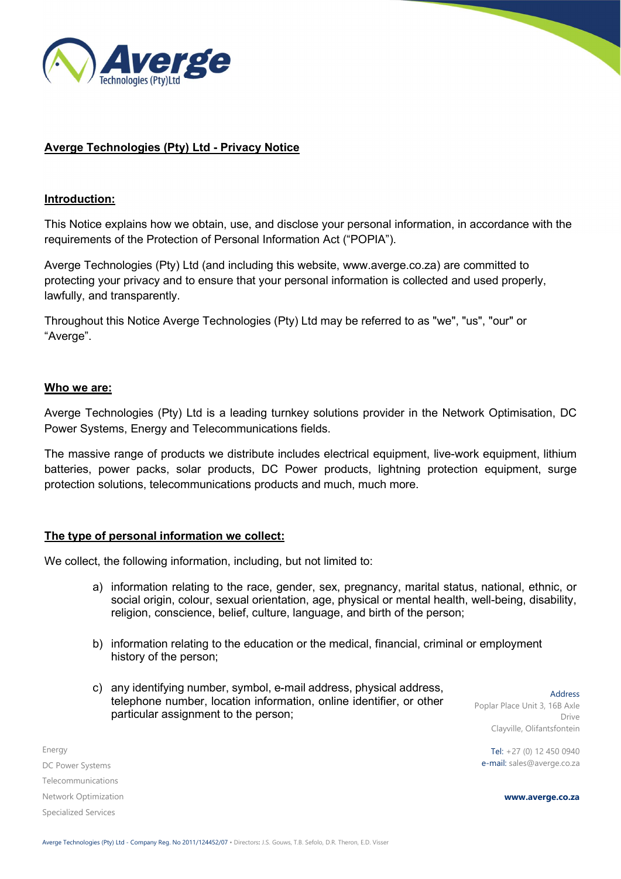# Averge Technologies (Pty) Ltd - Privacy Notice

## Introduction:

This Notice explains how we obtain, use, and disclose your personal information, in accordance with the requirements of the Protection of Personal Information Act ("POPIA").

Averge Technologies (Pty) Ltd (and including this website, www.averge.co.za) are committed to protecting your privacy and to ensure that your personal information is collected and used properly, lawfully, and transparently.

Throughout this Notice Averge Technologies (Pty) Ltd may be referred to as "we", "us", "our" or "Averge".

## Who we are:

Averge Technologies (Pty) Ltd is a leading turnkey solutions provider in the Network Optimisation, DC Power Systems, Energy and Telecommunications fields.

The massive range of products we distribute includes electrical equipment, live-work equipment, lithium batteries, power packs, solar products, DC Power products, lightning protection equipment, surge protection solutions, telecommunications products and much, much more.

## The type of personal information we collect:

We collect, the following information, including, but not limited to:

a) information relating to the race, gender, sex, pregnancy, marital status, national, ethnic, or social origin, colour, sexual orientation, age, physical or mental health, well-being, disability, religion, conscience, belief, culture, language, and birth of the person;

b) information relating to the education or the medical, financial, criminal or employment history of the person;

c) any identifying number, symbol, e-mail address, physical address, telephone number, location information, online identifier, or other particular assignment to the person;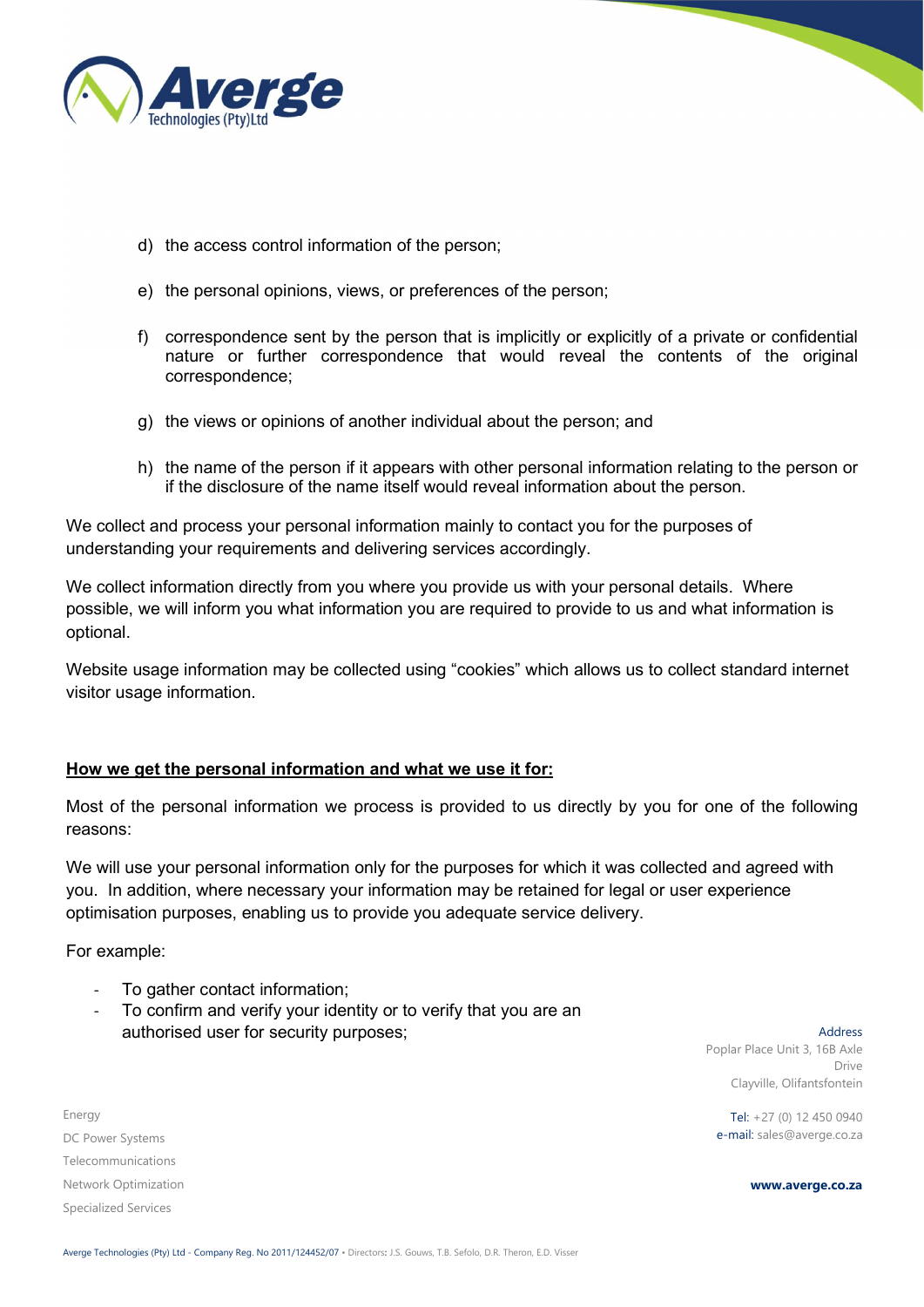d) the access control information of the person;

e) the personal opinions, views, or preferences of the person;

f) correspondence sent by the person that is implicitly or explicitly of a private or confidential nature or further correspondence that would reveal the contents of the original correspondence;

g) the views or opinions of another individual about the person; and

h) the name of the person if it appears with other personal information relating to the person or if the disclosure of the name itself would reveal information about the person.

We collect and process your personal information mainly to contact you for the purposes of understanding your requirements and delivering services accordingly.

We collect information directly from you where you provide us with your personal details. Where possible, we will inform you what information you are required to provide to us and what information is optional.

Website usage information may be collected using "cookies" which allows us to collect standard internet visitor usage information.

**How we get the personal information and what we use it for:**

Most of the personal information we process is provided to us directly by you for one of the following reasons:

We will use your personal information only for the purposes for which it was collected and agreed with you. In addition, where necessary your information may be retained for legal or user experience optimisation purposes, enabling us to provide you adequate service delivery.

For example:

- To gather contact information;
- To confirm and verify your identity or to verify that you are an authorised user for security purposes;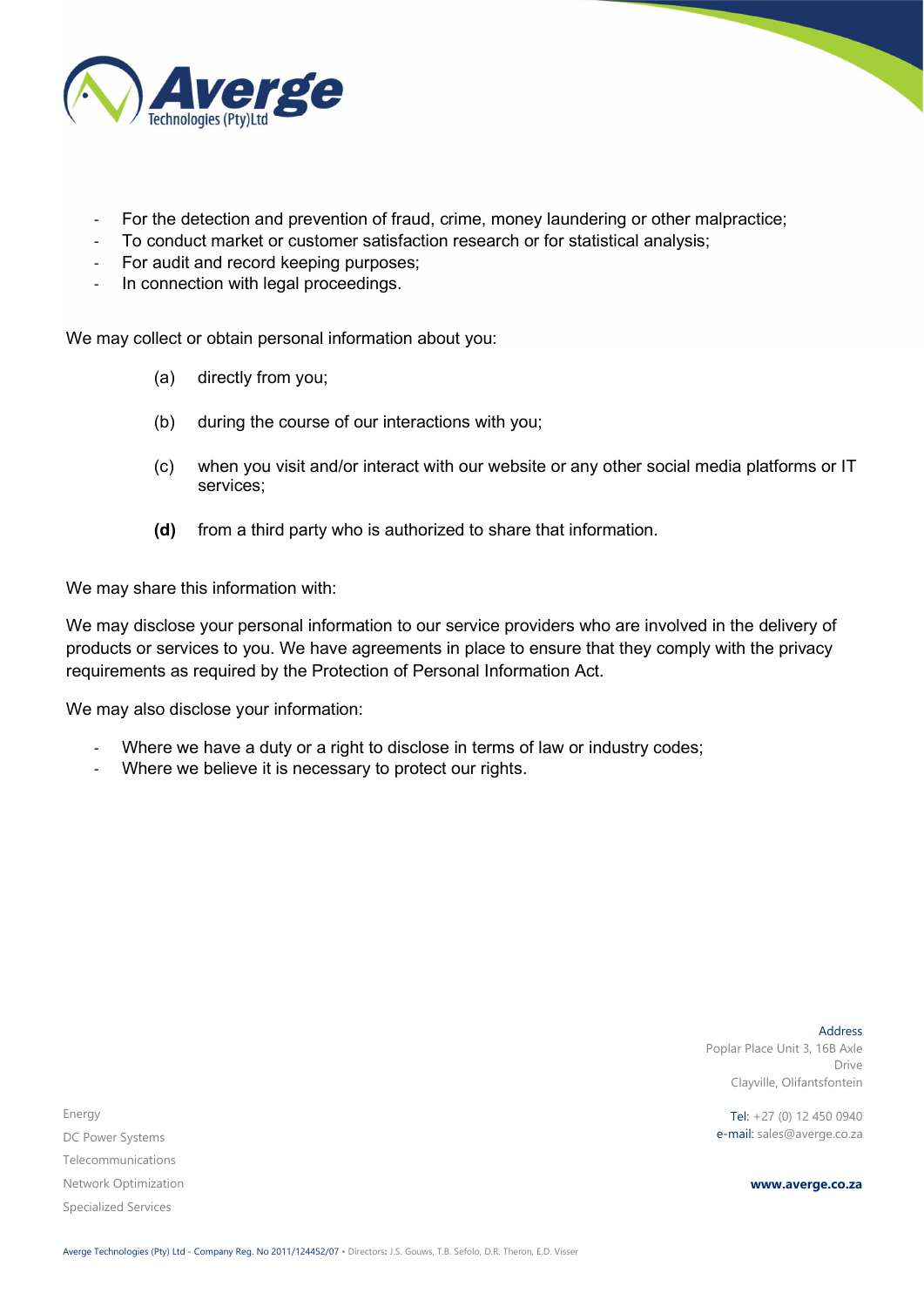- For the detection and prevention of fraud, crime, money laundering or other malpractice;
- To conduct market or customer satisfaction research or for statistical analysis;
- For audit and record keeping purposes;
- In connection with legal proceedings.

We may collect or obtain personal information about you:

(a) directly from you;

(b) during the course of our interactions with you;

(c) when you visit and/or interact with our website or any other social media platforms or IT services;

**(d)** from a third party who is authorized to share that information.

We may share this information with:

We may disclose your personal information to our service providers who are involved in the delivery of products or services to you. We have agreements in place to ensure that they comply with the privacy requirements as required by the Protection of Personal Information Act.

We may also disclose your information:

- Where we have a duty or a right to disclose in terms of law or industry codes;
- Where we believe it is necessary to protect our rights.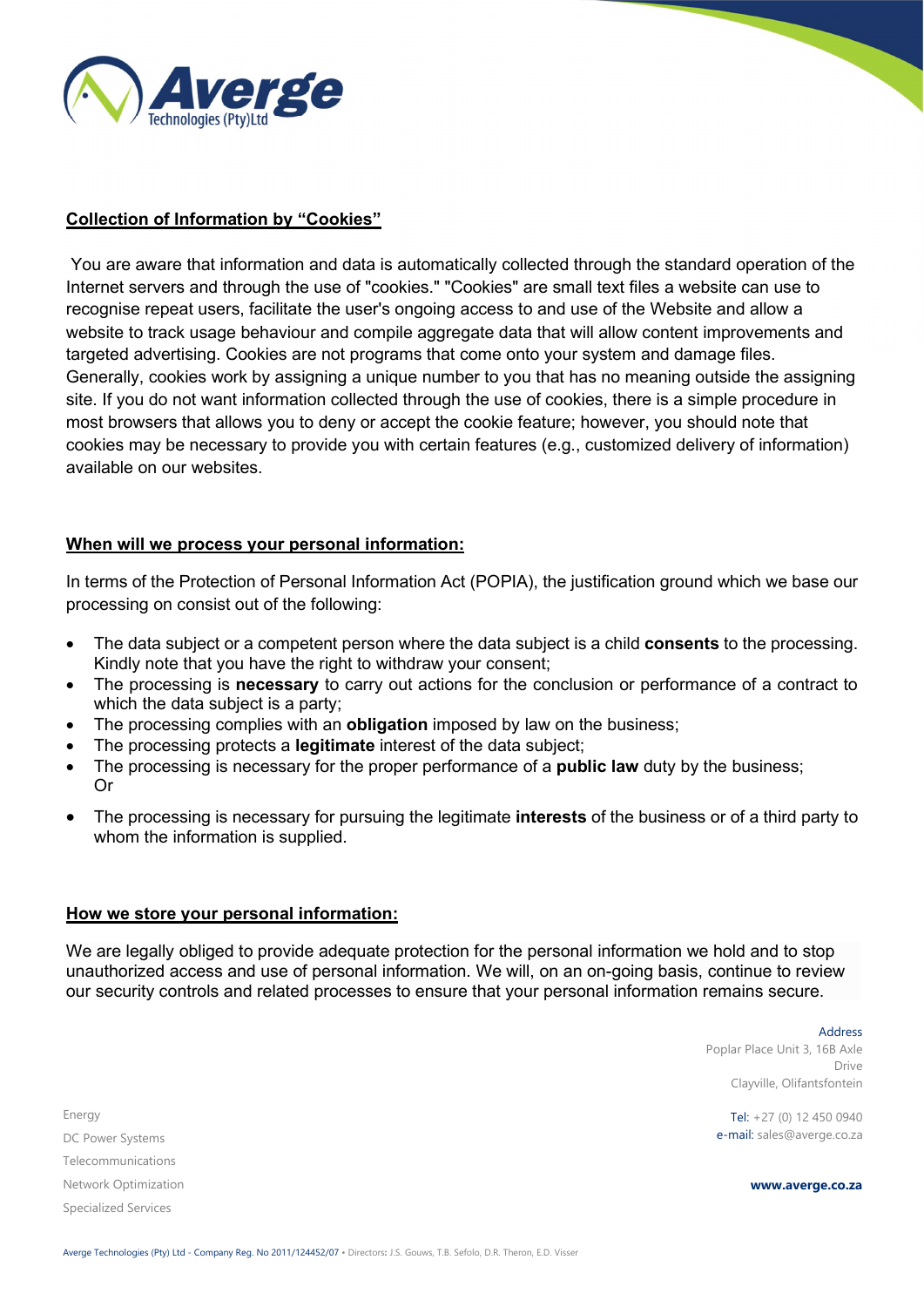**Collection of Information by "Cookies"**

You are aware that information and data is automatically collected through the standard operation of the Internet servers and through the use of "cookies." "Cookies" are small text files a website can use to recognise repeat users, facilitate the user's ongoing access to and use of the Website and allow a website to track usage behaviour and compile aggregate data that will allow content improvements and targeted advertising. Cookies are not programs that come onto your system and damage files. Generally, cookies work by assigning a unique number to you that has no meaning outside the assigning site. If you do not want information collected through the use of cookies, there is a simple procedure in most browsers that allows you to deny or accept the cookie feature; however, you should note that cookies may be necessary to provide you with certain features (e.g., customized delivery of information) available on our websites.

**When will we process your personal information:**

In terms of the Protection of Personal Information Act (POPIA), the justification ground which we base our processing on consist out of the following:

- The data subject or a competent person where the data subject is a child **consents** to the processing. Kindly note that you have the right to withdraw your consent;
- The processing is **necessary** to carry out actions for the conclusion or performance of a contract to which the data subject is a party;
- The processing complies with an **obligation** imposed by law on the business;
- The processing protects a **legitimate** interest of the data subject;
- The processing is necessary for the proper performance of a **public law** duty by the business; Or
- The processing is necessary for pursuing the legitimate **interests** of the business or of a third party to whom the information is supplied.

**How we store your personal information:**

We are legally obliged to provide adequate protection for the personal information we hold and to stop unauthorized access and use of personal information. We will, on an on-going basis, continue to review our security controls and related processes to ensure that your personal information remains secure.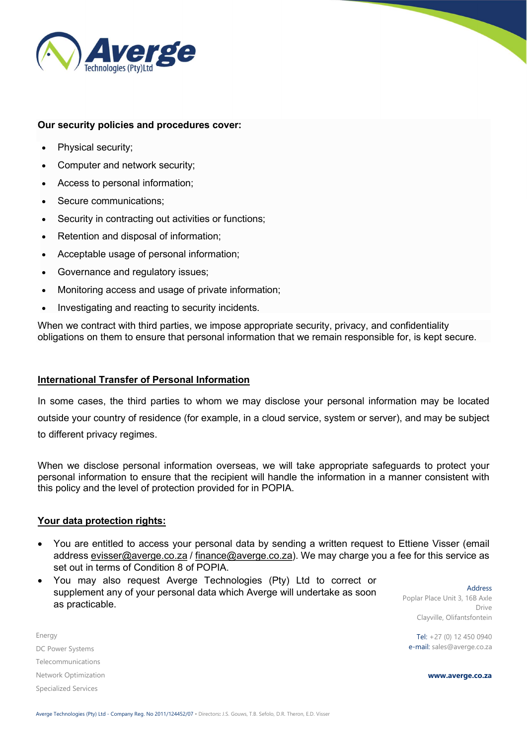**Our security policies and procedures cover:**

- Physical security;
- Computer and network security;
- Access to personal information;
- Secure communications;
- Security in contracting out activities or functions;
- Retention and disposal of information;
- Acceptable usage of personal information;
- Governance and regulatory issues;
- Monitoring access and usage of private information;
- Investigating and reacting to security incidents.

When we contract with third parties, we impose appropriate security, privacy, and confidentiality obligations on them to ensure that personal information that we remain responsible for, is kept secure.

**International Transfer of Personal Information**

In some cases, the third parties to whom we may disclose your personal information may be located outside your country of residence (for example, in a cloud service, system or server), and may be subject to different privacy regimes.

When we disclose personal information overseas, we will take appropriate safeguards to protect your personal information to ensure that the recipient will handle the information in a manner consistent with this policy and the level of protection provided for in POPIA.

**Your data protection rights:**

- You are entitled to access your personal data by sending a written request to Ettiene Visser (email address evisser@averge.co.za / finance@averge.co.za). We may charge you a fee for this service as set out in terms of Condition 8 of POPIA.
- You may also request Averge Technologies (Pty) Ltd to correct or supplement any of your personal data which Averge will undertake as soon as practicable.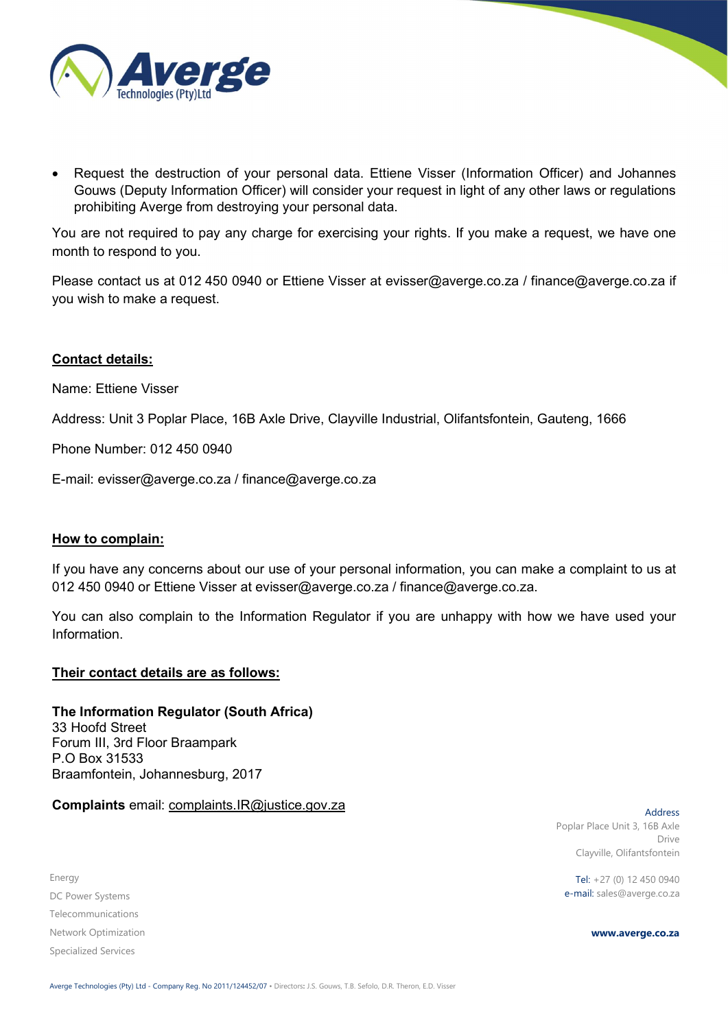- Request the destruction of your personal data. Ettiene Visser (Information Officer) and Johannes Gouws (Deputy Information Officer) will consider your request in light of any other laws or regulations prohibiting Averge from destroying your personal data.

You are not required to pay any charge for exercising your rights. If you make a request, we have one month to respond to you.

Please contact us at 012 450 0940 or Ettiene Visser at evisser@averge.co.za / finance@averge.co.za if you wish to make a request.

**Contact details:**

Name: Ettiene Visser

Address: Unit 3 Poplar Place, 16B Axle Drive, Clayville Industrial, Olifantsfontein, Gauteng, 1666

Phone Number: 012 450 0940

E-mail: evisser@averge.co.za / finance@averge.co.za

**How to complain:**

If you have any concerns about our use of your personal information, you can make a complaint to us at 012 450 0940 or Ettiene Visser at evisser@averge.co.za / finance@averge.co.za.

You can also complain to the Information Regulator if you are unhappy with how we have used your Information.

**Their contact details are as follows:**

**The Information Regulator (South Africa)**
33 Hoofd Street
Forum III, 3rd Floor Braampark
P.O Box 31533
Braamfontein, Johannesburg, 2017

**Complaints** email: complaints.IR@justice.gov.za